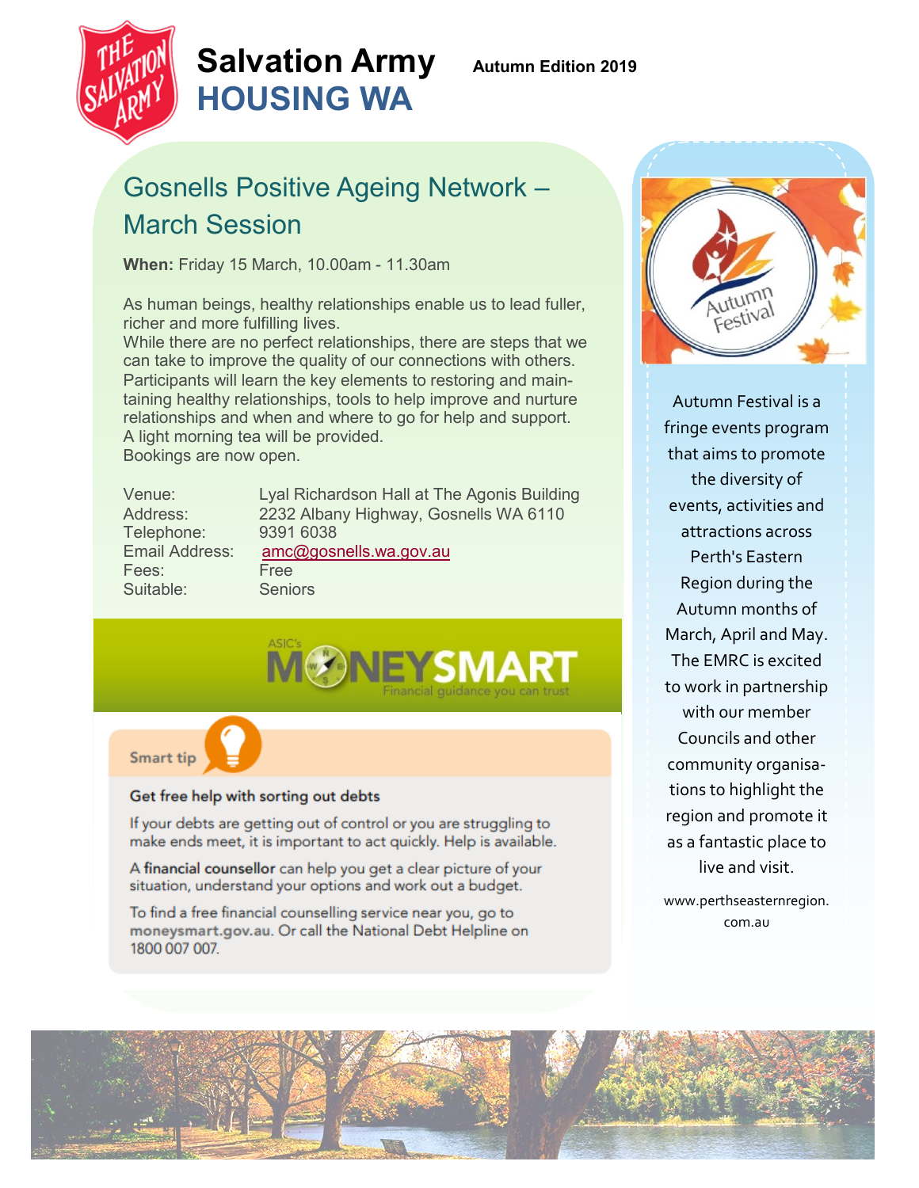# Salvation Army HOUSING WA

**Autumn Edition 2019**

## Gosnells Positive Ageing Network – March Session

**When:** Friday 15 March, 10.00am - 11.30am

As human beings, healthy relationships enable us to lead fuller, richer and more fulfilling lives.
While there are no perfect relationships, there are steps that we can take to improve the quality of our connections with others. Participants will learn the key elements to restoring and maintaining healthy relationships, tools to help improve and nurture relationships and when and where to go for help and support.
A light morning tea will be provided.
Bookings are now open.

| | |
|---|---|
| Venue: | Lyal Richardson Hall at The Agonis Building |
| Address: | 2232 Albany Highway, Gosnells WA 6110 |
| Telephone: | 9391 6038 |
| Email Address: | amc@gosnells.wa.gov.au |
| Fees: | Free |
| Suitable: | Seniors |

ASIC's MONEYSMART
Financial guidance you can trust

**Smart tip**

**Get free help with sorting out debts**

If your debts are getting out of control or you are struggling to make ends meet, it is important to act quickly. Help is available.

A **financial counsellor** can help you get a clear picture of your situation, understand your options and work out a budget.

To find a free financial counselling service near you, go to moneysmart.gov.au. Or call the National Debt Helpline on 1800 007 007.

Autumn Festival

Autumn Festival is a fringe events program that aims to promote the diversity of events, activities and attractions across Perth's Eastern Region during the Autumn months of March, April and May. The EMRC is excited to work in partnership with our member Councils and other community organisations to highlight the region and promote it as a fantastic place to live and visit.

www.pertheasternregion.com.au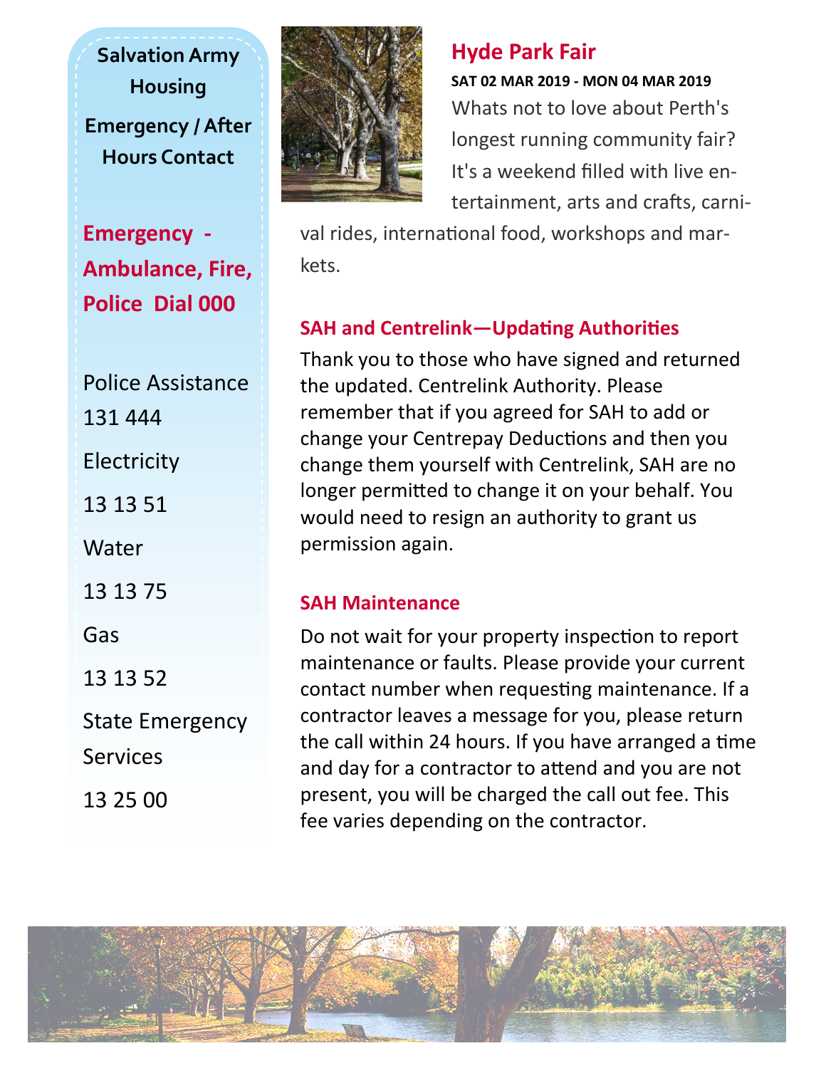## Salvation Army Housing Emergency / After Hours Contact

**Emergency - Ambulance, Fire, Police Dial 000**

Police Assistance

131 444

Electricity

13 13 51

Water

13 13 75

Gas

13 13 52

State Emergency Services

13 25 00

## Hyde Park Fair

**SAT 02 MAR 2019 - MON 04 MAR 2019**

Whats not to love about Perth's longest running community fair? It's a weekend filled with live entertainment, arts and crafts, carnival rides, international food, workshops and markets.

### SAH and Centrelink—Updating Authorities

Thank you to those who have signed and returned the updated. Centrelink Authority. Please remember that if you agreed for SAH to add or change your Centrepay Deductions and then you change them yourself with Centrelink, SAH are no longer permitted to change it on your behalf. You would need to resign an authority to grant us permission again.

### SAH Maintenance

Do not wait for your property inspection to report maintenance or faults. Please provide your current contact number when requesting maintenance. If a contractor leaves a message for you, please return the call within 24 hours. If you have arranged a time and day for a contractor to attend and you are not present, you will be charged the call out fee. This fee varies depending on the contractor.